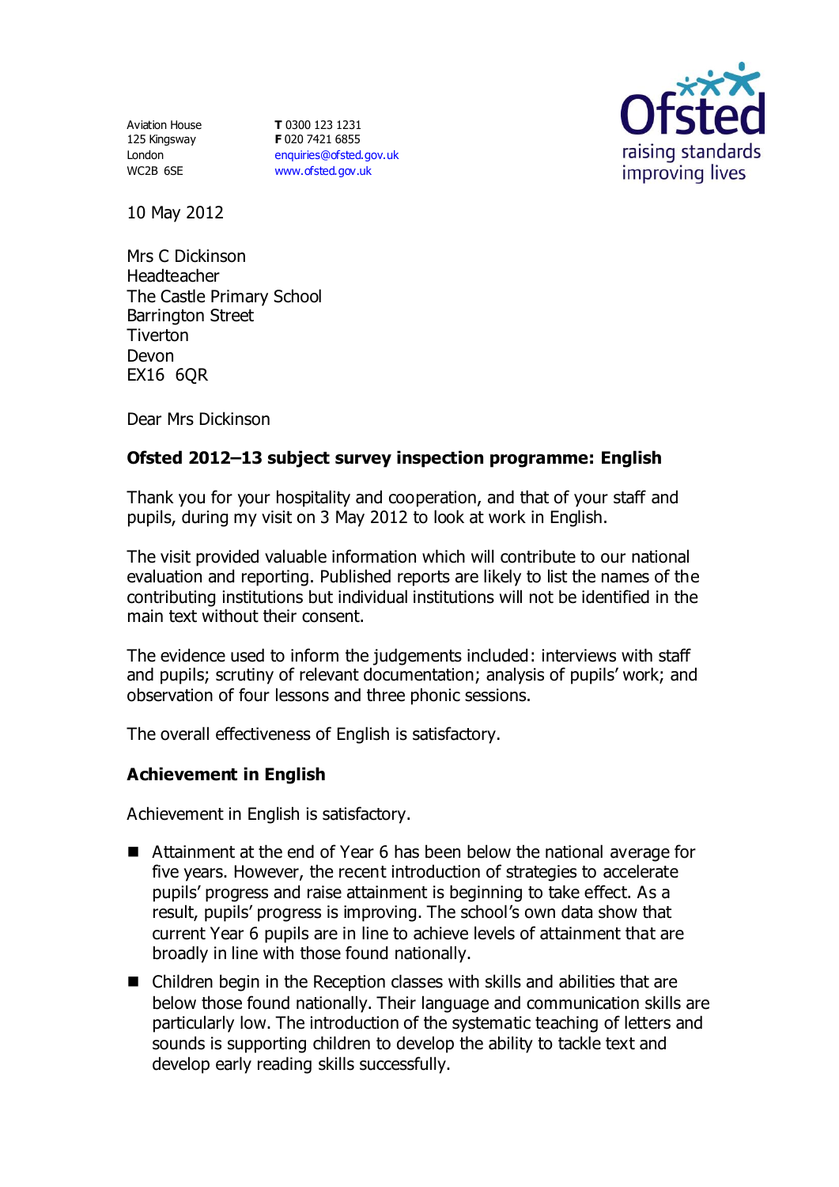Aviation House
125 Kingsway
London
WC2B 6SE

**T** 0300 123 1231
**F** 020 7421 6855
enquiries@ofsted.gov.uk
www.ofsted.gov.uk

Ofsted
raising standards
improving lives

10 May 2012

Mrs C Dickinson
Headteacher
The Castle Primary School
Barrington Street
Tiverton
Devon
EX16 6QR

Dear Mrs Dickinson

**Ofsted 2012–13 subject survey inspection programme: English**

Thank you for your hospitality and cooperation, and that of your staff and pupils, during my visit on 3 May 2012 to look at work in English.

The visit provided valuable information which will contribute to our national evaluation and reporting. Published reports are likely to list the names of the contributing institutions but individual institutions will not be identified in the main text without their consent.

The evidence used to inform the judgements included: interviews with staff and pupils; scrutiny of relevant documentation; analysis of pupils' work; and observation of four lessons and three phonic sessions.

The overall effectiveness of English is satisfactory.

**Achievement in English**

Achievement in English is satisfactory.

- Attainment at the end of Year 6 has been below the national average for five years. However, the recent introduction of strategies to accelerate pupils' progress and raise attainment is beginning to take effect. As a result, pupils' progress is improving. The school's own data show that current Year 6 pupils are in line to achieve levels of attainment that are broadly in line with those found nationally.
- Children begin in the Reception classes with skills and abilities that are below those found nationally. Their language and communication skills are particularly low. The introduction of the systematic teaching of letters and sounds is supporting children to develop the ability to tackle text and develop early reading skills successfully.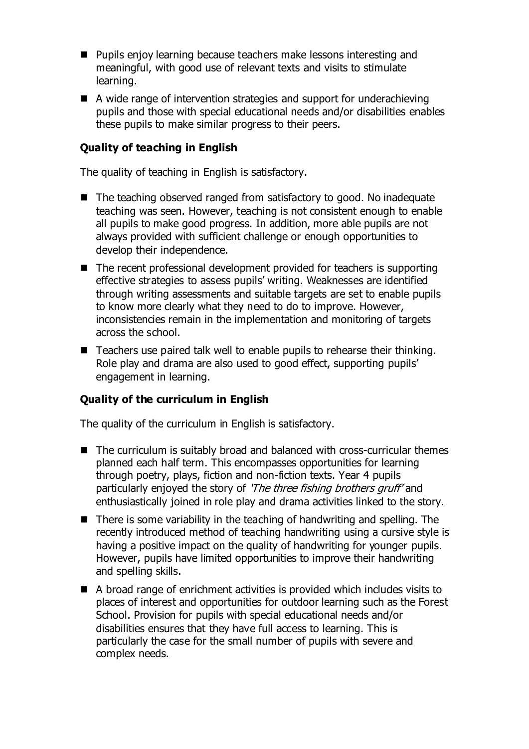- Pupils enjoy learning because teachers make lessons interesting and meaningful, with good use of relevant texts and visits to stimulate learning.
- A wide range of intervention strategies and support for underachieving pupils and those with special educational needs and/or disabilities enables these pupils to make similar progress to their peers.

**Quality of teaching in English**

The quality of teaching in English is satisfactory.

- The teaching observed ranged from satisfactory to good. No inadequate teaching was seen. However, teaching is not consistent enough to enable all pupils to make good progress. In addition, more able pupils are not always provided with sufficient challenge or enough opportunities to develop their independence.
- The recent professional development provided for teachers is supporting effective strategies to assess pupils' writing. Weaknesses are identified through writing assessments and suitable targets are set to enable pupils to know more clearly what they need to do to improve. However, inconsistencies remain in the implementation and monitoring of targets across the school.
- Teachers use paired talk well to enable pupils to rehearse their thinking. Role play and drama are also used to good effect, supporting pupils' engagement in learning.

**Quality of the curriculum in English**

The quality of the curriculum in English is satisfactory.

- The curriculum is suitably broad and balanced with cross-curricular themes planned each half term. This encompasses opportunities for learning through poetry, plays, fiction and non-fiction texts. Year 4 pupils particularly enjoyed the story of *'The three fishing brothers gruff'* and enthusiastically joined in role play and drama activities linked to the story.
- There is some variability in the teaching of handwriting and spelling. The recently introduced method of teaching handwriting using a cursive style is having a positive impact on the quality of handwriting for younger pupils. However, pupils have limited opportunities to improve their handwriting and spelling skills.
- A broad range of enrichment activities is provided which includes visits to places of interest and opportunities for outdoor learning such as the Forest School. Provision for pupils with special educational needs and/or disabilities ensures that they have full access to learning. This is particularly the case for the small number of pupils with severe and complex needs.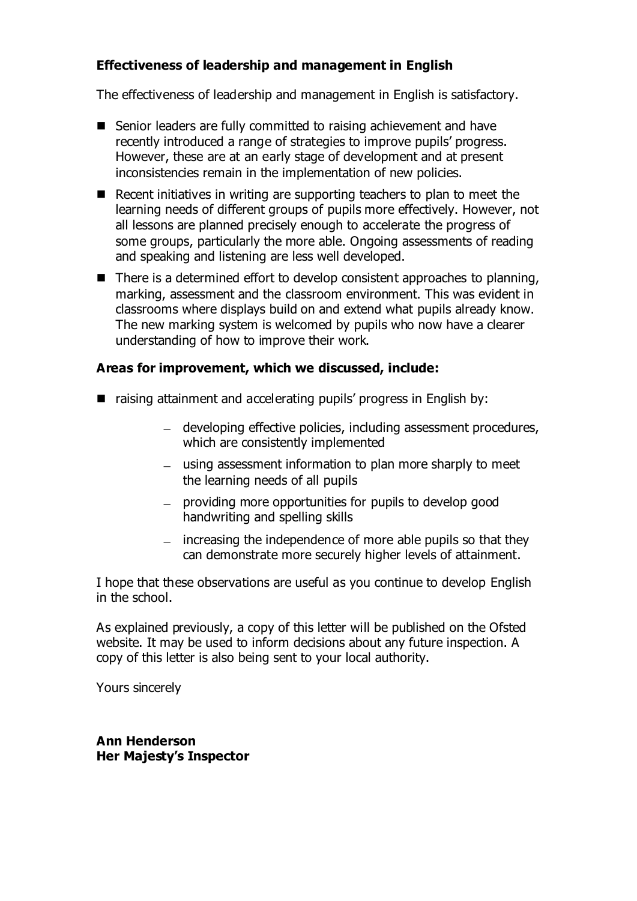**Effectiveness of leadership and management in English**

The effectiveness of leadership and management in English is satisfactory.

- Senior leaders are fully committed to raising achievement and have recently introduced a range of strategies to improve pupils' progress. However, these are at an early stage of development and at present inconsistencies remain in the implementation of new policies.
- Recent initiatives in writing are supporting teachers to plan to meet the learning needs of different groups of pupils more effectively. However, not all lessons are planned precisely enough to accelerate the progress of some groups, particularly the more able. Ongoing assessments of reading and speaking and listening are less well developed.
- There is a determined effort to develop consistent approaches to planning, marking, assessment and the classroom environment. This was evident in classrooms where displays build on and extend what pupils already know. The new marking system is welcomed by pupils who now have a clearer understanding of how to improve their work.

**Areas for improvement, which we discussed, include:**

- raising attainment and accelerating pupils' progress in English by:
  - developing effective policies, including assessment procedures, which are consistently implemented
  - using assessment information to plan more sharply to meet the learning needs of all pupils
  - providing more opportunities for pupils to develop good handwriting and spelling skills
  - increasing the independence of more able pupils so that they can demonstrate more securely higher levels of attainment.

I hope that these observations are useful as you continue to develop English in the school.

As explained previously, a copy of this letter will be published on the Ofsted website. It may be used to inform decisions about any future inspection. A copy of this letter is also being sent to your local authority.

Yours sincerely

**Ann Henderson**
**Her Majesty's Inspector**